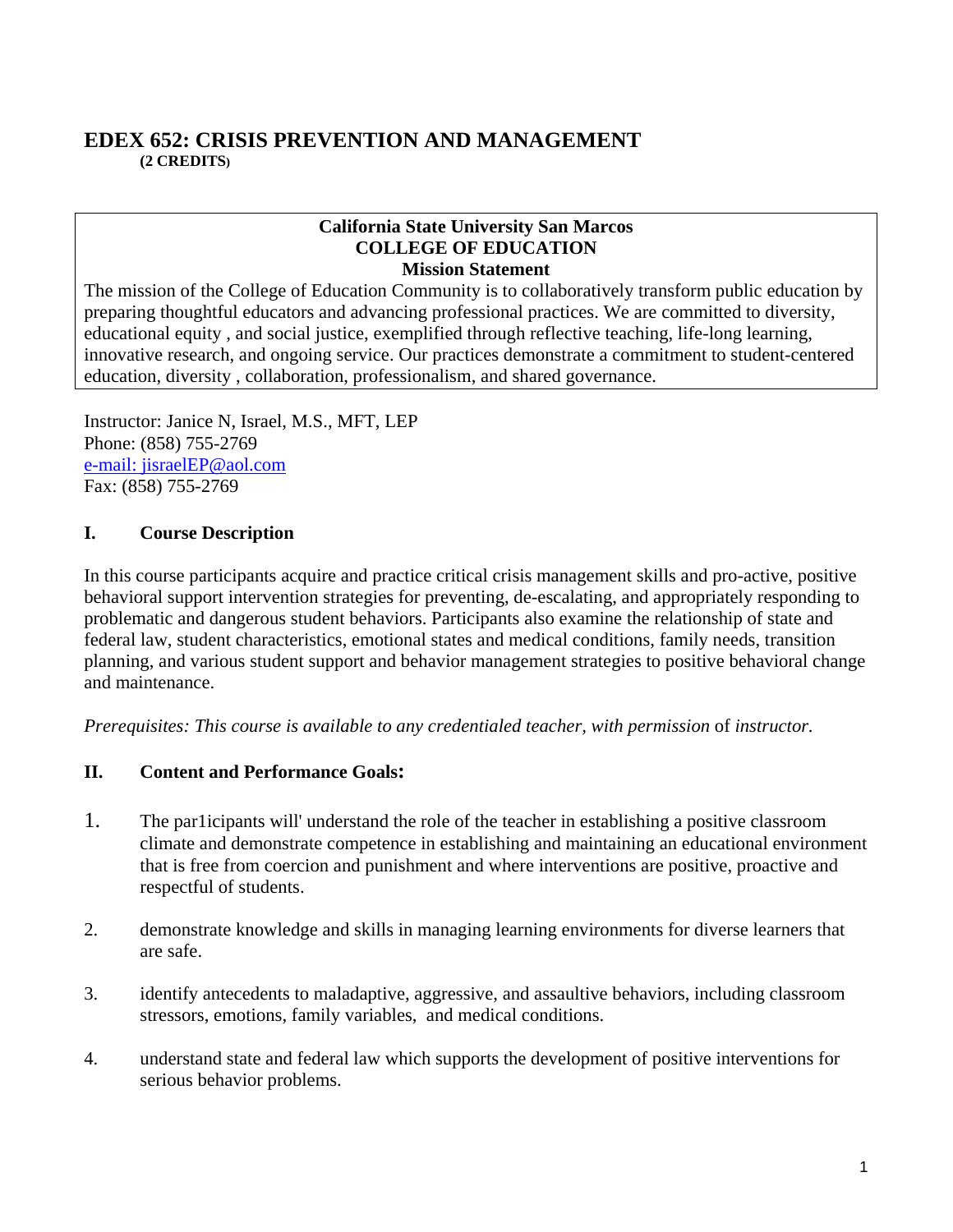# EDEX 652: CRISIS PREVENTION AND MANAGEMENT

**(2 CREDITS)**

**California State University San Marcos**
**COLLEGE OF EDUCATION**
**Mission Statement**

The mission of the College of Education Community is to collaboratively transform public education by preparing thoughtful educators and advancing professional practices. We are committed to diversity, educational equity , and social justice, exemplified through reflective teaching, life-long learning, innovative research, and ongoing service. Our practices demonstrate a commitment to student-centered education, diversity , collaboration, professionalism, and shared governance.

Instructor: Janice N, Israel, M.S., MFT, LEP
Phone: (858) 755-2769
e-mail: jisraelEP@aol.com
Fax: (858) 755-2769

## I. Course Description

In this course participants acquire and practice critical crisis management skills and pro-active, positive behavioral support intervention strategies for preventing, de-escalating, and appropriately responding to problematic and dangerous student behaviors. Participants also examine the relationship of state and federal law, student characteristics, emotional states and medical conditions, family needs, transition planning, and various student support and behavior management strategies to positive behavioral change and maintenance.

*Prerequisites: This course is available to any credentialed teacher, with permission* of *instructor.*

## II. Content and Performance Goals:

1. The par1icipants will' understand the role of the teacher in establishing a positive classroom climate and demonstrate competence in establishing and maintaining an educational environment that is free from coercion and punishment and where interventions are positive, proactive and respectful of students.

2. demonstrate knowledge and skills in managing learning environments for diverse learners that are safe.

3. identify antecedents to maladaptive, aggressive, and assaultive behaviors, including classroom stressors, emotions, family variables, and medical conditions.

4. understand state and federal law which supports the development of positive interventions for serious behavior problems.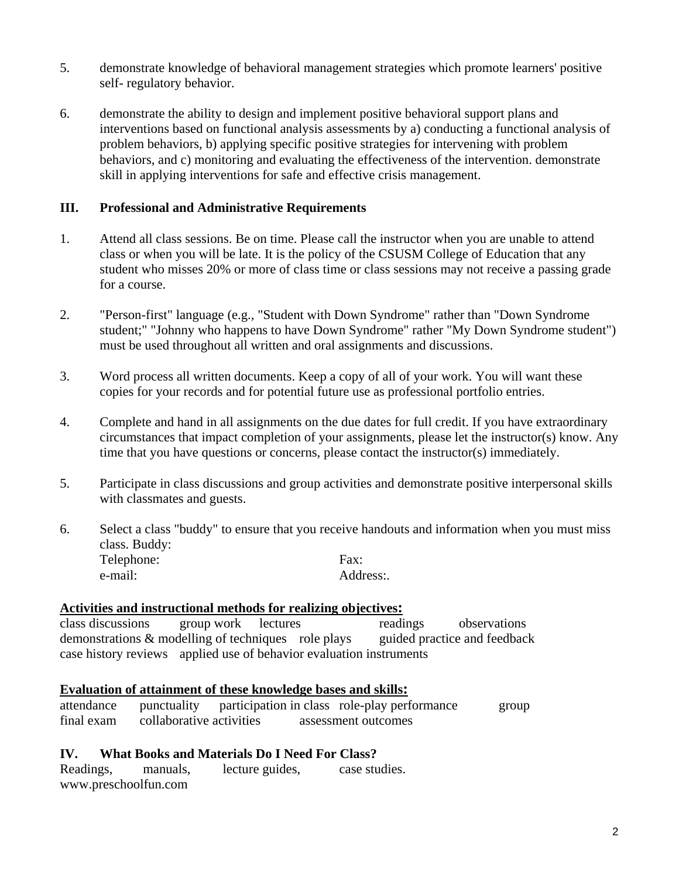5. demonstrate knowledge of behavioral management strategies which promote learners' positive self- regulatory behavior.

6. demonstrate the ability to design and implement positive behavioral support plans and interventions based on functional analysis assessments by a) conducting a functional analysis of problem behaviors, b) applying specific positive strategies for intervening with problem behaviors, and c) monitoring and evaluating the effectiveness of the intervention. demonstrate skill in applying interventions for safe and effective crisis management.

## III. Professional and Administrative Requirements

1. Attend all class sessions. Be on time. Please call the instructor when you are unable to attend class or when you will be late. It is the policy of the CSUSM College of Education that any student who misses 20% or more of class time or class sessions may not receive a passing grade for a course.

2. "Person-first" language (e.g., "Student with Down Syndrome" rather than "Down Syndrome student;" "Johnny who happens to have Down Syndrome" rather "My Down Syndrome student") must be used throughout all written and oral assignments and discussions.

3. Word process all written documents. Keep a copy of all of your work. You will want these copies for your records and for potential future use as professional portfolio entries.

4. Complete and hand in all assignments on the due dates for full credit. If you have extraordinary circumstances that impact completion of your assignments, please let the instructor(s) know. Any time that you have questions or concerns, please contact the instructor(s) immediately.

5. Participate in class discussions and group activities and demonstrate positive interpersonal skills with classmates and guests.

6. Select a class "buddy" to ensure that you receive handouts and information when you must miss class. Buddy:
   Telephone: Fax:
   e-mail: Address:.

**Activities and instructional methods for realizing objectives:**

class discussions  group work  lectures  readings  observations
demonstrations & modelling of techniques  role plays  guided practice and feedback
case history reviews  applied use of behavior evaluation instruments

**Evaluation of attainment of these knowledge bases and skills:**

attendance  punctuality  participation in class  role-play performance  group
final exam  collaborative activities  assessment outcomes

## IV. What Books and Materials Do I Need For Class?

Readings, manuals, lecture guides, case studies.
www.preschoolfun.com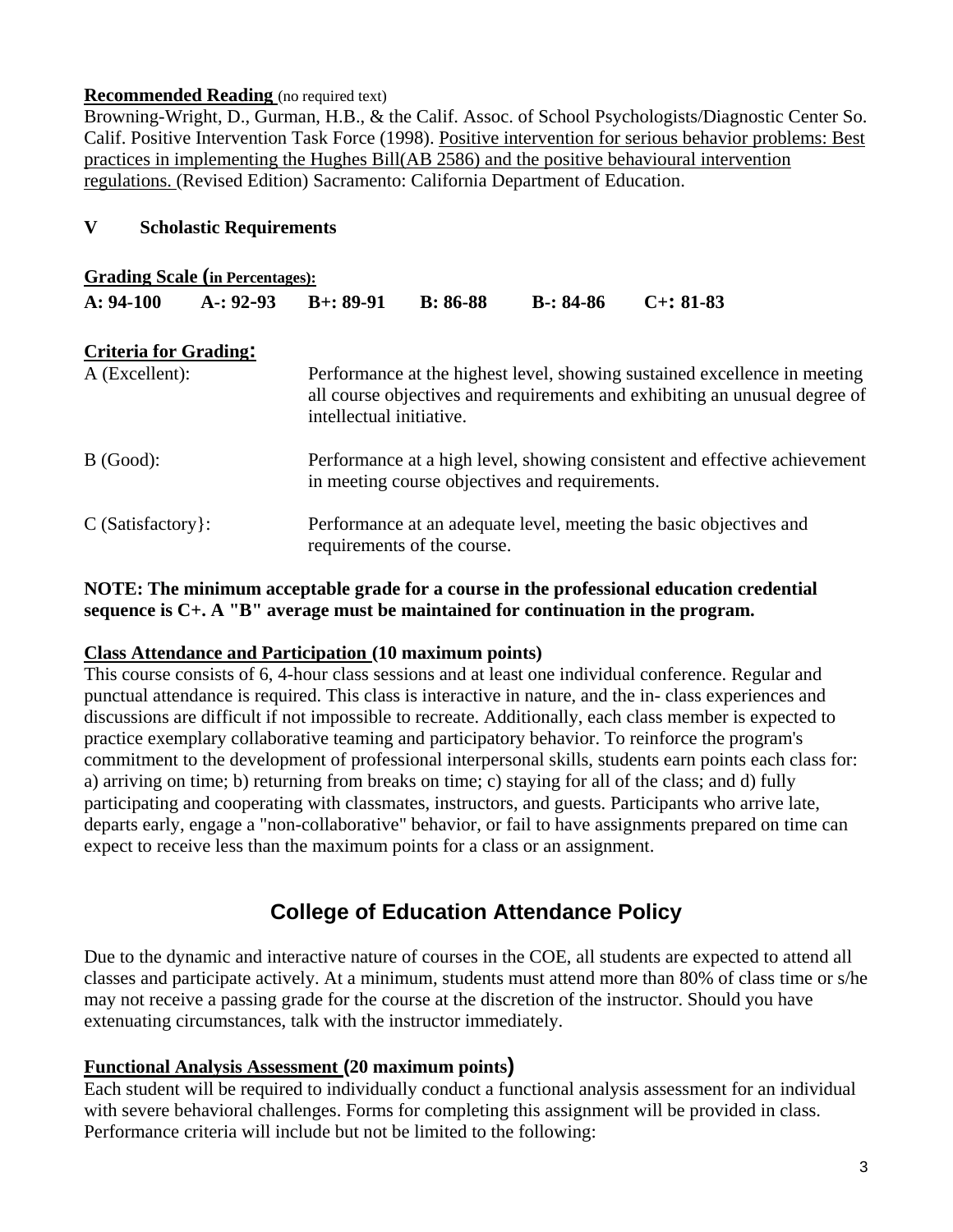**Recommended Reading** (no required text)

Browning-Wright, D., Gurman, H.B., & the Calif. Assoc. of School Psychologists/Diagnostic Center So. Calif. Positive Intervention Task Force (1998). Positive intervention for serious behavior problems: Best practices in implementing the Hughes Bill(AB 2586) and the positive behavioural intervention regulations. (Revised Edition) Sacramento: California Department of Education.

## V Scholastic Requirements

**Grading Scale (in Percentages):**

| A: 94-100 | A-: 92-93 | B+: 89-91 | B: 86-88 | B-: 84-86 | C+: 81-83 |
|---|---|---|---|---|---|

**Criteria for Grading:**

A (Excellent): Performance at the highest level, showing sustained excellence in meeting all course objectives and requirements and exhibiting an unusual degree of intellectual initiative.

B (Good): Performance at a high level, showing consistent and effective achievement in meeting course objectives and requirements.

C (Satisfactory}: Performance at an adequate level, meeting the basic objectives and requirements of the course.

**NOTE: The minimum acceptable grade for a course in the professional education credential sequence is C+. A "B" average must be maintained for continuation in the program.**

**Class Attendance and Participation (10 maximum points)**

This course consists of 6, 4-hour class sessions and at least one individual conference. Regular and punctual attendance is required. This class is interactive in nature, and the in- class experiences and discussions are difficult if not impossible to recreate. Additionally, each class member is expected to practice exemplary collaborative teaming and participatory behavior. To reinforce the program's commitment to the development of professional interpersonal skills, students earn points each class for: a) arriving on time; b) returning from breaks on time; c) staying for all of the class; and d) fully participating and cooperating with classmates, instructors, and guests. Participants who arrive late, departs early, engage a "non-collaborative" behavior, or fail to have assignments prepared on time can expect to receive less than the maximum points for a class or an assignment.

## College of Education Attendance Policy

Due to the dynamic and interactive nature of courses in the COE, all students are expected to attend all classes and participate actively. At a minimum, students must attend more than 80% of class time or s/he may not receive a passing grade for the course at the discretion of the instructor. Should you have extenuating circumstances, talk with the instructor immediately.

**Functional Analysis Assessment (20 maximum points)**

Each student will be required to individually conduct a functional analysis assessment for an individual with severe behavioral challenges. Forms for completing this assignment will be provided in class. Performance criteria will include but not be limited to the following: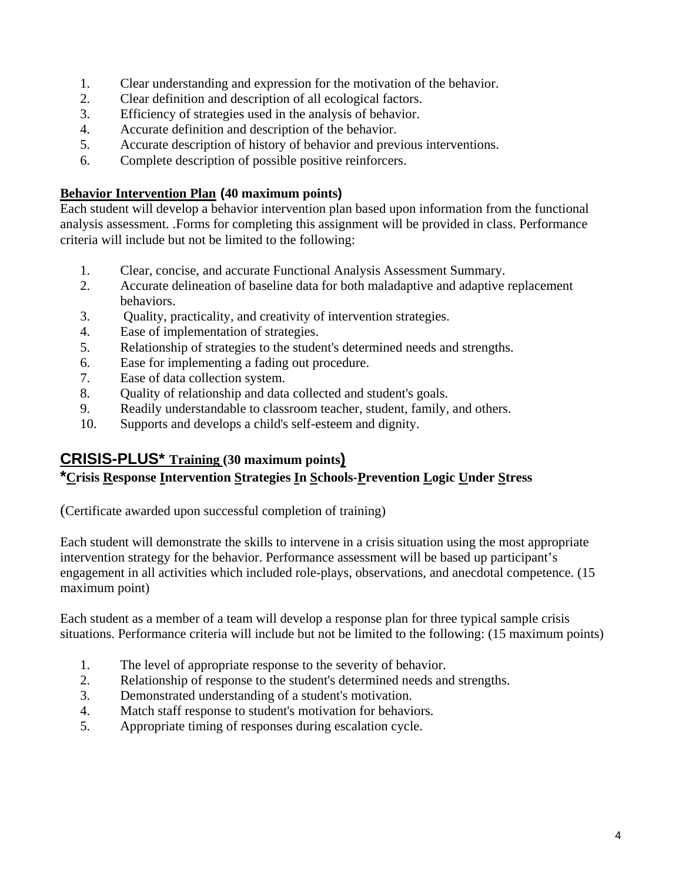1. Clear understanding and expression for the motivation of the behavior.
2. Clear definition and description of all ecological factors.
3. Efficiency of strategies used in the analysis of behavior.
4. Accurate definition and description of the behavior.
5. Accurate description of history of behavior and previous interventions.
6. Complete description of possible positive reinforcers.

**Behavior Intervention Plan (40 maximum points)**

Each student will develop a behavior intervention plan based upon information from the functional analysis assessment. .Forms for completing this assignment will be provided in class. Performance criteria will include but not be limited to the following:

1. Clear, concise, and accurate Functional Analysis Assessment Summary.
2. Accurate delineation of baseline data for both maladaptive and adaptive replacement behaviors.
3. Quality, practicality, and creativity of intervention strategies.
4. Ease of implementation of strategies.
5. Relationship of strategies to the student's determined needs and strengths.
6. Ease for implementing a fading out procedure.
7. Ease of data collection system.
8. Quality of relationship and data collected and student's goals.
9. Readily understandable to classroom teacher, student, family, and others.
10. Supports and develops a child's self-esteem and dignity.

## CRISIS-PLUS* Training (30 maximum points)

**\*Crisis Response Intervention Strategies In Schools-Prevention Logic Under Stress**

(Certificate awarded upon successful completion of training)

Each student will demonstrate the skills to intervene in a crisis situation using the most appropriate intervention strategy for the behavior. Performance assessment will be based up participant's engagement in all activities which included role-plays, observations, and anecdotal competence. (15 maximum point)

Each student as a member of a team will develop a response plan for three typical sample crisis situations. Performance criteria will include but not be limited to the following: (15 maximum points)

1. The level of appropriate response to the severity of behavior.
2. Relationship of response to the student's determined needs and strengths.
3. Demonstrated understanding of a student's motivation.
4. Match staff response to student's motivation for behaviors.
5. Appropriate timing of responses during escalation cycle.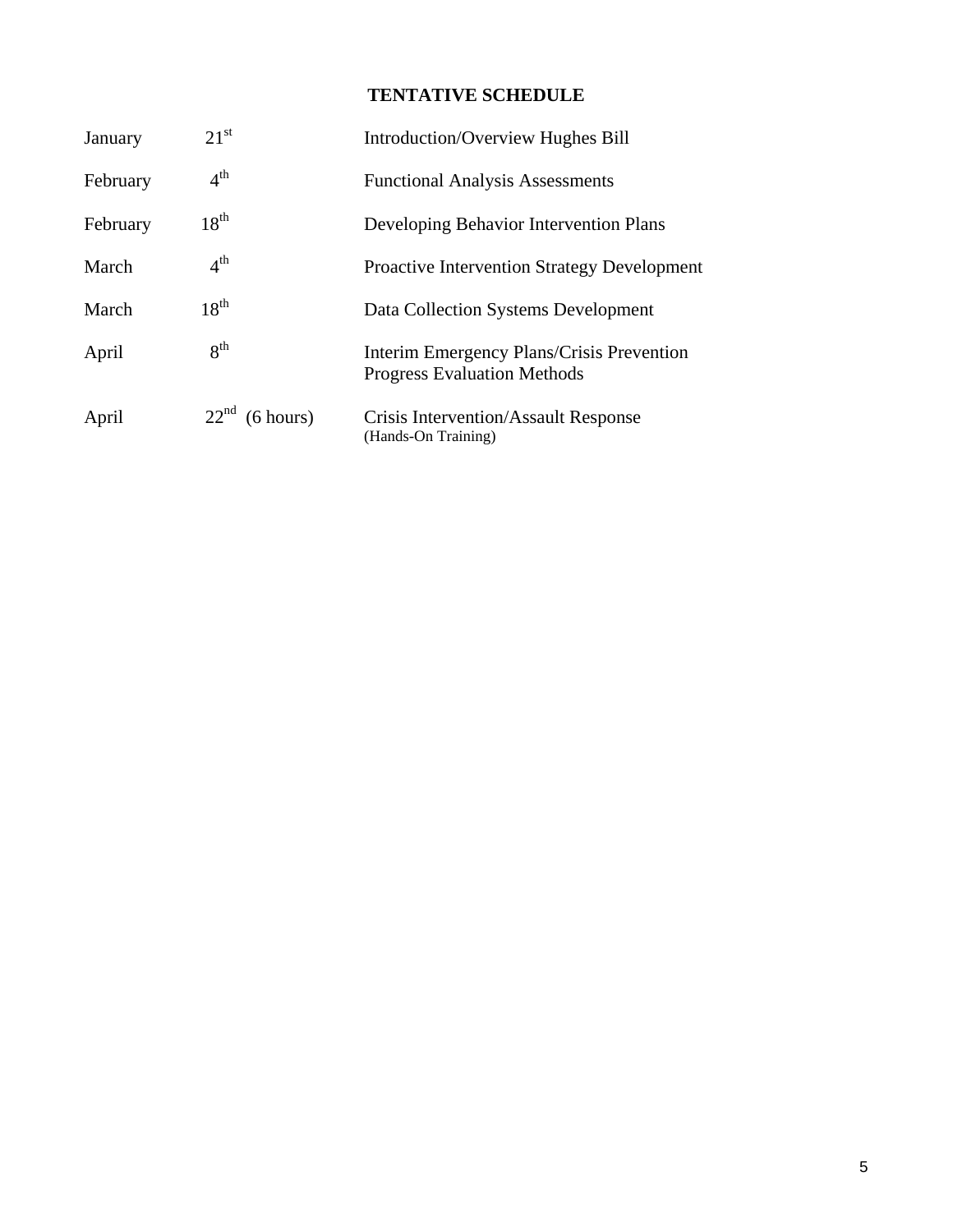## TENTATIVE SCHEDULE

| | | |
|---|---|---|
| January | 21st | Introduction/Overview Hughes Bill |
| February | 4th | Functional Analysis Assessments |
| February | 18th | Developing Behavior Intervention Plans |
| March | 4th | Proactive Intervention Strategy Development |
| March | 18th | Data Collection Systems Development |
| April | 8th | Interim Emergency Plans/Crisis Prevention<br>Progress Evaluation Methods |
| April | 22nd (6 hours) | Crisis Intervention/Assault Response<br>(Hands-On Training) |